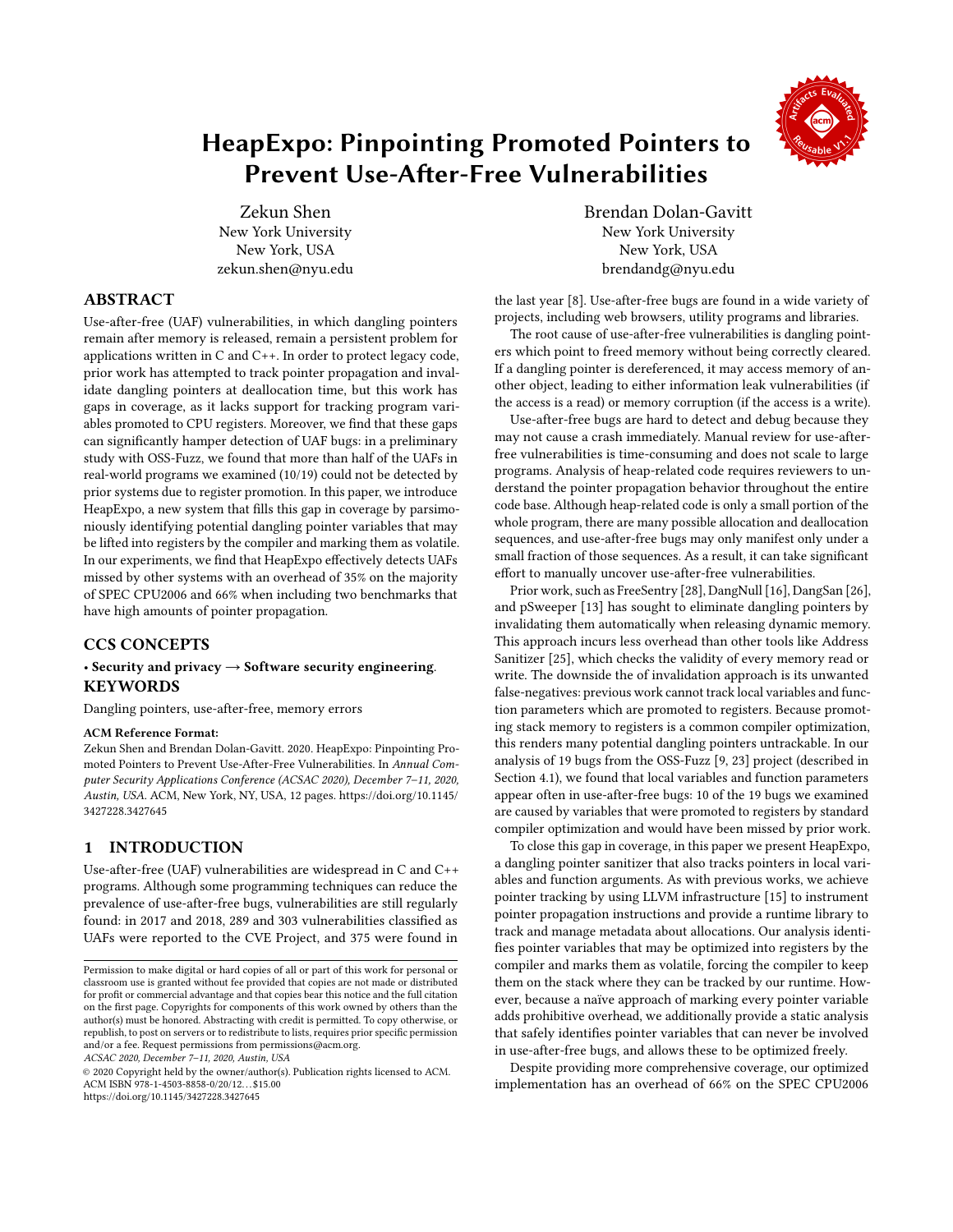# HeapExpo: Pinpointing Promoted Pointers to Prevent Use-After-Free Vulnerabilities

Zekun Shen
New York University
New York, USA
zekun.shen@nyu.edu

Brendan Dolan-Gavitt
New York University
New York, USA
brendandg@nyu.edu

## ABSTRACT

Use-after-free (UAF) vulnerabilities, in which dangling pointers remain after memory is released, remain a persistent problem for applications written in C and C++. In order to protect legacy code, prior work has attempted to track pointer propagation and invalidate dangling pointers at deallocation time, but this work has gaps in coverage, as it lacks support for tracking program variables promoted to CPU registers. Moreover, we find that these gaps can significantly hamper detection of UAF bugs: in a preliminary study with OSS-Fuzz, we found that more than half of the UAFs in real-world programs we examined (10/19) could not be detected by prior systems due to register promotion. In this paper, we introduce HeapExpo, a new system that fills this gap in coverage by parsimoniously identifying potential dangling pointer variables that may be lifted into registers by the compiler and marking them as volatile. In our experiments, we find that HeapExpo effectively detects UAFs missed by other systems with an overhead of 35% on the majority of SPEC CPU2006 and 66% when including two benchmarks that have high amounts of pointer propagation.

## CCS CONCEPTS

• **Security and privacy → Software security engineering**.

## KEYWORDS

Dangling pointers, use-after-free, memory errors

**ACM Reference Format:**
Zekun Shen and Brendan Dolan-Gavitt. 2020. HeapExpo: Pinpointing Promoted Pointers to Prevent Use-After-Free Vulnerabilities. In *Annual Computer Security Applications Conference (ACSAC 2020), December 7–11, 2020, Austin, USA.* ACM, New York, NY, USA, 12 pages. https://doi.org/10.1145/3427228.3427645

## 1 INTRODUCTION

Use-after-free (UAF) vulnerabilities are widespread in C and C++ programs. Although some programming techniques can reduce the prevalence of use-after-free bugs, vulnerabilities are still regularly found: in 2017 and 2018, 289 and 303 vulnerabilities classified as UAFs were reported to the CVE Project, and 375 were found in the last year [8]. Use-after-free bugs are found in a wide variety of projects, including web browsers, utility programs and libraries.

The root cause of use-after-free vulnerabilities is dangling pointers which point to freed memory without being correctly cleared. If a dangling pointer is dereferenced, it may access memory of another object, leading to either information leak vulnerabilities (if the access is a read) or memory corruption (if the access is a write).

Use-after-free bugs are hard to detect and debug because they may not cause a crash immediately. Manual review for use-after-free vulnerabilities is time-consuming and does not scale to large programs. Analysis of heap-related code requires reviewers to understand the pointer propagation behavior throughout the entire code base. Although heap-related code is only a small portion of the whole program, there are many possible allocation and deallocation sequences, and use-after-free bugs may only manifest only under a small fraction of those sequences. As a result, it can take significant effort to manually uncover use-after-free vulnerabilities.

Prior work, such as FreeSentry [28], DangNull [16], DangSan [26], and pSweeper [13] has sought to eliminate dangling pointers by invalidating them automatically when releasing dynamic memory. This approach incurs less overhead than other tools like Address Sanitizer [25], which checks the validity of every memory read or write. The downside the of invalidation approach is its unwanted false-negatives: previous work cannot track local variables and function parameters which are promoted to registers. Because promoting stack memory to registers is a common compiler optimization, this renders many potential dangling pointers untrackable. In our analysis of 19 bugs from the OSS-Fuzz [9, 23] project (described in Section 4.1), we found that local variables and function parameters appear often in use-after-free bugs: 10 of the 19 bugs we examined are caused by variables that were promoted to registers by standard compiler optimization and would have been missed by prior work.

To close this gap in coverage, in this paper we present HeapExpo, a dangling pointer sanitizer that also tracks pointers in local variables and function arguments. As with previous works, we achieve pointer tracking by using LLVM infrastructure [15] to instrument pointer propagation instructions and provide a runtime library to track and manage metadata about allocations. Our analysis identifies pointer variables that may be optimized into registers by the compiler and marks them as volatile, forcing the compiler to keep them on the stack where they can be tracked by our runtime. However, because a naïve approach of marking every pointer variable adds prohibitive overhead, we additionally provide a static analysis that safely identifies pointer variables that can never be involved in use-after-free bugs, and allows these to be optimized freely.

Despite providing more comprehensive coverage, our optimized implementation has an overhead of 66% on the SPEC CPU2006

Permission to make digital or hard copies of all or part of this work for personal or classroom use is granted without fee provided that copies are not made or distributed for profit or commercial advantage and that copies bear this notice and the full citation on the first page. Copyrights for components of this work owned by others than the author(s) must be honored. Abstracting with credit is permitted. To copy otherwise, or republish, to post on servers or to redistribute to lists, requires prior specific permission and/or a fee. Request permissions from permissions@acm.org.
*ACSAC 2020, December 7–11, 2020, Austin, USA*
© 2020 Copyright held by the owner/author(s). Publication rights licensed to ACM.
ACM ISBN 978-1-4503-8858-0/20/12…$15.00
https://doi.org/10.1145/3427228.3427645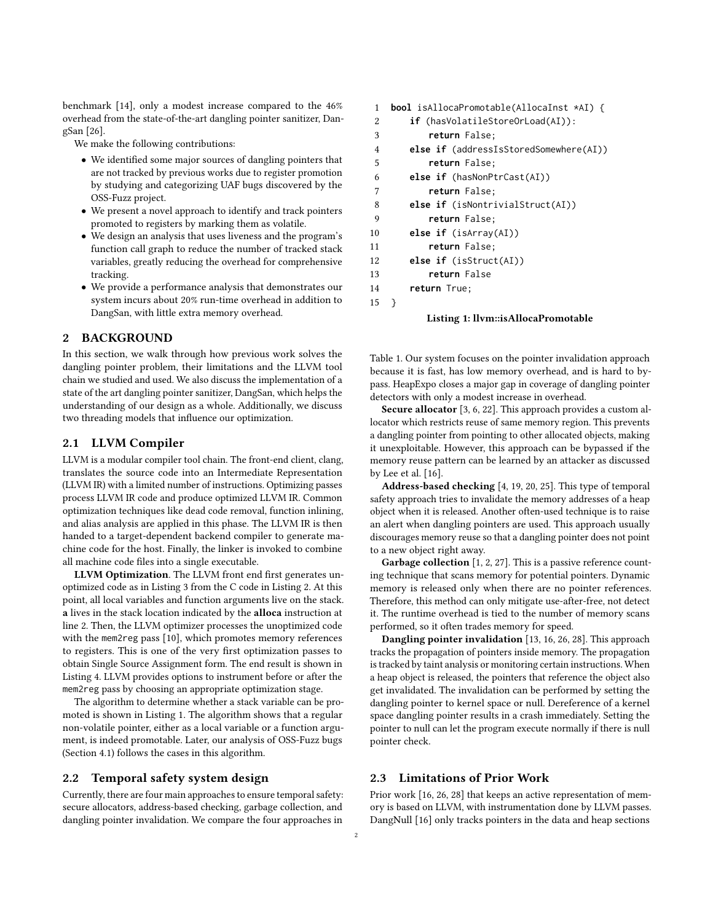benchmark [14], only a modest increase compared to the 46% overhead from the state-of-the-art dangling pointer sanitizer, DangSan [26].

We make the following contributions:

- We identified some major sources of dangling pointers that are not tracked by previous works due to register promotion by studying and categorizing UAF bugs discovered by the OSS-Fuzz project.
- We present a novel approach to identify and track pointers promoted to registers by marking them as volatile.
- We design an analysis that uses liveness and the program's function call graph to reduce the number of tracked stack variables, greatly reducing the overhead for comprehensive tracking.
- We provide a performance analysis that demonstrates our system incurs about 20% run-time overhead in addition to DangSan, with little extra memory overhead.

## 2 BACKGROUND

In this section, we walk through how previous work solves the dangling pointer problem, their limitations and the LLVM tool chain we studied and used. We also discuss the implementation of a state of the art dangling pointer sanitizer, DangSan, which helps the understanding of our design as a whole. Additionally, we discuss two threading models that influence our optimization.

### 2.1 LLVM Compiler

LLVM is a modular compiler tool chain. The front-end client, clang, translates the source code into an Intermediate Representation (LLVM IR) with a limited number of instructions. Optimizing passes process LLVM IR code and produce optimized LLVM IR. Common optimization techniques like dead code removal, function inlining, and alias analysis are applied in this phase. The LLVM IR is then handed to a target-dependent backend compiler to generate machine code for the host. Finally, the linker is invoked to combine all machine code files into a single executable.

**LLVM Optimization**. The LLVM front end first generates unoptimized code as in Listing 3 from the C code in Listing 2. At this point, all local variables and function arguments live on the stack. **a** lives in the stack location indicated by the **alloca** instruction at line 2. Then, the LLVM optimizer processes the unoptimized code with the mem2reg pass [10], which promotes memory references to registers. This is one of the very first optimization passes to obtain Single Source Assignment form. The end result is shown in Listing 4. LLVM provides options to instrument before or after the mem2reg pass by choosing an appropriate optimization stage.

The algorithm to determine whether a stack variable can be promoted is shown in Listing 1. The algorithm shows that a regular non-volatile pointer, either as a local variable or a function argument, is indeed promotable. Later, our analysis of OSS-Fuzz bugs (Section 4.1) follows the cases in this algorithm.

```
1  bool isAllocaPromotable(AllocaInst *AI) {
2      if (hasVolatileStoreOrLoad(AI)):
3          return False;
4      else if (addressIsStoredSomewhere(AI))
5          return False;
6      else if (hasNonPtrCast(AI))
7          return False;
8      else if (isNontrivialStruct(AI))
9          return False;
10     else if (isArray(AI))
11         return False;
12     else if (isStruct(AI))
13         return False
14     return True;
15 }
```

**Listing 1: llvm::isAllocaPromotable**

### 2.2 Temporal safety system design

Currently, there are four main approaches to ensure temporal safety: secure allocators, address-based checking, garbage collection, and dangling pointer invalidation. We compare the four approaches in Table 1. Our system focuses on the pointer invalidation approach because it is fast, has low memory overhead, and is hard to bypass. HeapExpo closes a major gap in coverage of dangling pointer detectors with only a modest increase in overhead.

**Secure allocator** [3, 6, 22]. This approach provides a custom allocator which restricts reuse of same memory region. This prevents a dangling pointer from pointing to other allocated objects, making it unexploitable. However, this approach can be bypassed if the memory reuse pattern can be learned by an attacker as discussed by Lee et al. [16].

**Address-based checking** [4, 19, 20, 25]. This type of temporal safety approach tries to invalidate the memory addresses of a heap object when it is released. Another often-used technique is to raise an alert when dangling pointers are used. This approach usually discourages memory reuse so that a dangling pointer does not point to a new object right away.

**Garbage collection** [1, 2, 27]. This is a passive reference counting technique that scans memory for potential pointers. Dynamic memory is released only when there are no pointer references. Therefore, this method can only mitigate use-after-free, not detect it. The runtime overhead is tied to the number of memory scans performed, so it often trades memory for speed.

**Dangling pointer invalidation** [13, 16, 26, 28]. This approach tracks the propagation of pointers inside memory. The propagation is tracked by taint analysis or monitoring certain instructions. When a heap object is released, the pointers that reference the object also get invalidated. The invalidation can be performed by setting the dangling pointer to kernel space or null. Dereference of a kernel space dangling pointer results in a crash immediately. Setting the pointer to null can let the program execute normally if there is null pointer check.

### 2.3 Limitations of Prior Work

Prior work [16, 26, 28] that keeps an active representation of memory is based on LLVM, with instrumentation done by LLVM passes. DangNull [16] only tracks pointers in the data and heap sections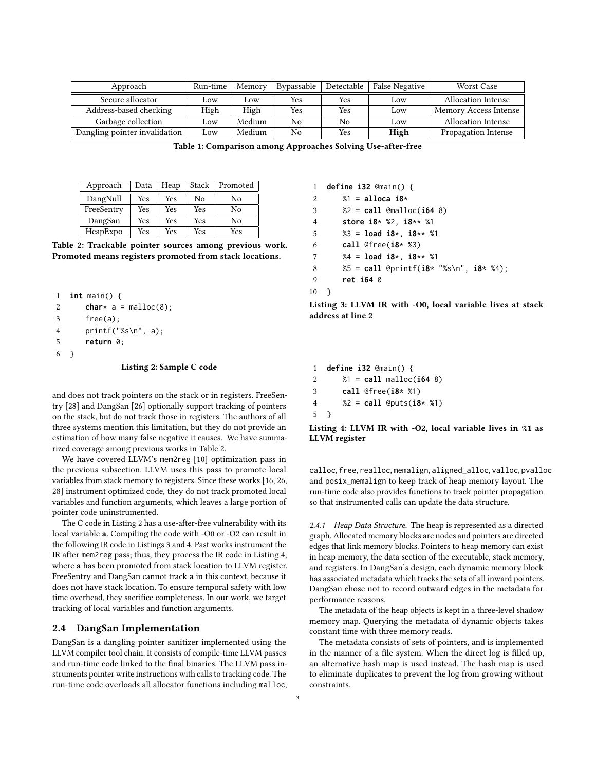| Approach | Run-time | Memory | Bypassable | Detectable | False Negative | Worst Case |
|---|---|---|---|---|---|---|
| Secure allocator | Low | Low | Yes | Yes | Low | Allocation Intense |
| Address-based checking | High | High | Yes | Yes | Low | Memory Access Intense |
| Garbage collection | Low | Medium | No | No | Low | Allocation Intense |
| Dangling pointer invalidation | Low | Medium | No | Yes | **High** | Propagation Intense |

**Table 1: Comparison among Approaches Solving Use-after-free**

| Approach | Data | Heap | Stack | Promoted |
|---|---|---|---|---|
| DangNull | Yes | Yes | No | No |
| FreeSentry | Yes | Yes | Yes | No |
| DangSan | Yes | Yes | Yes | No |
| HeapExpo | Yes | Yes | Yes | Yes |

**Table 2: Trackable pointer sources among previous work. Promoted means registers promoted from stack locations.**

```
1  int main() {
2      char* a = malloc(8);
3      free(a);
4      printf("%s\n", a);
5      return 0;
6  }
```

**Listing 2: Sample C code**

and does not track pointers on the stack or in registers. FreeSentry [28] and DangSan [26] optionally support tracking of pointers on the stack, but do not track those in registers. The authors of all three systems mention this limitation, but they do not provide an estimation of how many false negative it causes. We have summarized coverage among previous works in Table 2.

We have covered LLVM's `mem2reg` [10] optimization pass in the previous subsection. LLVM uses this pass to promote local variables from stack memory to registers. Since these works [16, 26, 28] instrument optimized code, they do not track promoted local variables and function arguments, which leaves a large portion of pointer code uninstrumented.

The C code in Listing 2 has a use-after-free vulnerability with its local variable **a**. Compiling the code with -O0 or -O2 can result in the following IR code in Listings 3 and 4. Past works instrument the IR after `mem2reg` pass; thus, they process the IR code in Listing 4, where **a** has been promoted from stack location to LLVM register. FreeSentry and DangSan cannot track **a** in this context, because it does not have stack location. To ensure temporal safety with low time overhead, they sacrifice completeness. In our work, we target tracking of local variables and function arguments.

## 2.4 DangSan Implementation

DangSan is a dangling pointer sanitizer implemented using the LLVM compiler tool chain. It consists of compile-time LLVM passes and run-time code linked to the final binaries. The LLVM pass instruments pointer write instructions with calls to tracking code. The run-time code overloads all allocator functions including `malloc`,

```
1  define i32 @main() {
2      %1 = alloca i8*
3      %2 = call @malloc(i64 8)
4      store i8* %2, i8** %1
5      %3 = load i8*, i8** %1
6      call @free(i8* %3)
7      %4 = load i8*, i8** %1
8      %5 = call @printf(i8* "%s\n", i8* %4);
9      ret i64 0
10 }
```

**Listing 3: LLVM IR with -O0, local variable lives at stack address at line 2**

```
1  define i32 @main() {
2      %1 = call malloc(i64 8)
3      call @free(i8* %1)
4      %2 = call @puts(i8* %1)
5  }
```

**Listing 4: LLVM IR with -O2, local variable lives in %1 as LLVM register**

`calloc`, `free`, `realloc`, `memalign`, `aligned_alloc`, `valloc`, `pvalloc` and `posix_memalign` to keep track of heap memory layout. The run-time code also provides functions to track pointer propagation so that instrumented calls can update the data structure.

*2.4.1 Heap Data Structure.* The heap is represented as a directed graph. Allocated memory blocks are nodes and pointers are directed edges that link memory blocks. Pointers to heap memory can exist in heap memory, the data section of the executable, stack memory, and registers. In DangSan's design, each dynamic memory block has associated metadata which tracks the sets of all inward pointers. DangSan chose not to record outward edges in the metadata for performance reasons.

The metadata of the heap objects is kept in a three-level shadow memory map. Querying the metadata of dynamic objects takes constant time with three memory reads.

The metadata consists of sets of pointers, and is implemented in the manner of a file system. When the direct log is filled up, an alternative hash map is used instead. The hash map is used to eliminate duplicates to prevent the log from growing without constraints.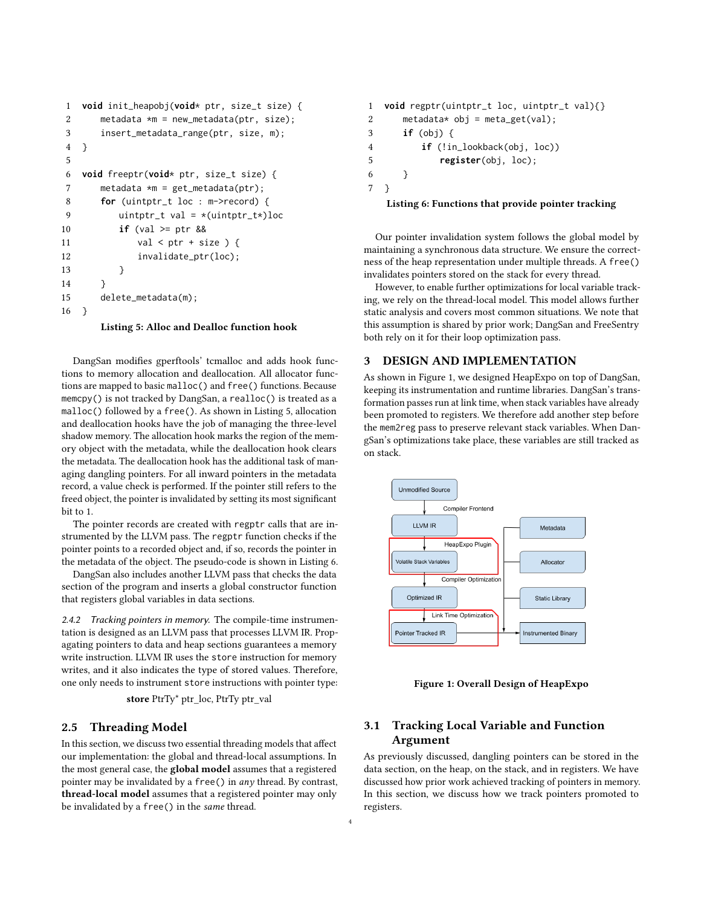```
1  void init_heapobj(void* ptr, size_t size) {
2      metadata *m = new_metadata(ptr, size);
3      insert_metadata_range(ptr, size, m);
4  }
5
6  void freeptr(void* ptr, size_t size) {
7      metadata *m = get_metadata(ptr);
8      for (uintptr_t loc : m->record) {
9          uintptr_t val = *(uintptr_t*)loc
10         if (val >= ptr &&
11             val < ptr + size ) {
12             invalidate_ptr(loc);
13         }
14     }
15     delete_metadata(m);
16 }
```

**Listing 5: Alloc and Dealloc function hook**

DangSan modifies gperftools' tcmalloc and adds hook functions to memory allocation and deallocation. All allocator functions are mapped to basic `malloc()` and `free()` functions. Because `memcpy()` is not tracked by DangSan, a `realloc()` is treated as a `malloc()` followed by a `free()`. As shown in Listing 5, allocation and deallocation hooks have the job of managing the three-level shadow memory. The allocation hook marks the region of the memory object with the metadata, while the deallocation hook clears the metadata. The deallocation hook has the additional task of managing dangling pointers. For all inward pointers in the metadata record, a value check is performed. If the pointer still refers to the freed object, the pointer is invalidated by setting its most significant bit to 1.

The pointer records are created with `regptr` calls that are instrumented by the LLVM pass. The `regptr` function checks if the pointer points to a recorded object and, if so, records the pointer in the metadata of the object. The pseudo-code is shown in Listing 6.

DangSan also includes another LLVM pass that checks the data section of the program and inserts a global constructor function that registers global variables in data sections.

*2.4.2 Tracking pointers in memory.* The compile-time instrumentation is designed as an LLVM pass that processes LLVM IR. Propagating pointers to data and heap sections guarantees a memory write instruction. LLVM IR uses the `store` instruction for memory writes, and it also indicates the type of stored values. Therefore, one only needs to instrument `store` instructions with pointer type:

**store** PtrTy* ptr_loc, PtrTy ptr_val

## 2.5 Threading Model

In this section, we discuss two essential threading models that affect our implementation: the global and thread-local assumptions. In the most general case, the **global model** assumes that a registered pointer may be invalidated by a `free()` in *any* thread. By contrast, **thread-local model** assumes that a registered pointer may only be invalidated by a `free()` in the *same* thread.

```
1  void regptr(uintptr_t loc, uintptr_t val){}
2      metadata* obj = meta_get(val);
3      if (obj) {
4          if (!in_lookback(obj, loc))
5              register(obj, loc);
6      }
7  }
```

**Listing 6: Functions that provide pointer tracking**

Our pointer invalidation system follows the global model by maintaining a synchronous data structure. We ensure the correctness of the heap representation under multiple threads. A `free()` invalidates pointers stored on the stack for every thread.

However, to enable further optimizations for local variable tracking, we rely on the thread-local model. This model allows further static analysis and covers most common situations. We note that this assumption is shared by prior work; DangSan and FreeSentry both rely on it for their loop optimization pass.

# 3 DESIGN AND IMPLEMENTATION

As shown in Figure 1, we designed HeapExpo on top of DangSan, keeping its instrumentation and runtime libraries. DangSan's transformation passes run at link time, when stack variables have already been promoted to registers. We therefore add another step before the `mem2reg` pass to preserve relevant stack variables. When DanGSan's optimizations take place, these variables are still tracked as on stack.

Unmodified Source → (Compiler Frontend) → LLVM IR → (HeapExpo Plugin) → Volatile Stack Variables → (Compiler Optimization) → Optimized IR → (Link Time Optimization) → Pointer Tracked IR → Instrumented Binary; Metadata, Allocator, Static Library → Instrumented Binary

**Figure 1: Overall Design of HeapExpo**

## 3.1 Tracking Local Variable and Function Argument

As previously discussed, dangling pointers can be stored in the data section, on the heap, on the stack, and in registers. We have discussed how prior work achieved tracking of pointers in memory. In this section, we discuss how we track pointers promoted to registers.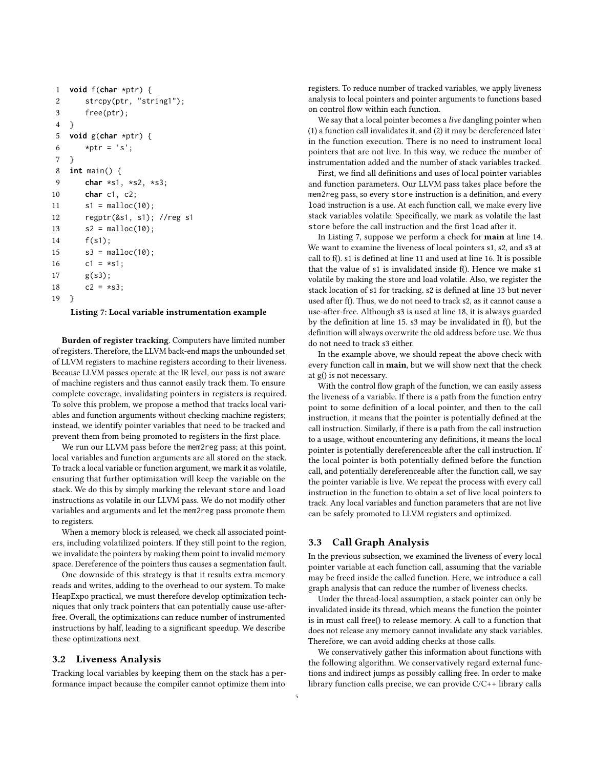```
1  void f(char *ptr) {
2      strcpy(ptr, "string1");
3      free(ptr);
4  }
5  void g(char *ptr) {
6      *ptr = 's';
7  }
8  int main() {
9      char *s1, *s2, *s3;
10     char c1, c2;
11     s1 = malloc(10);
12     regptr(&s1, s1); //reg s1
13     s2 = malloc(10);
14     f(s1);
15     s3 = malloc(10);
16     c1 = *s1;
17     g(s3);
18     c2 = *s3;
19 }
```

**Listing 7: Local variable instrumentation example**

**Burden of register tracking**. Computers have limited number of registers. Therefore, the LLVM back-end maps the unbounded set of LLVM registers to machine registers according to their liveness. Because LLVM passes operate at the IR level, our pass is not aware of machine registers and thus cannot easily track them. To ensure complete coverage, invalidating pointers in registers is required. To solve this problem, we propose a method that tracks local variables and function arguments without checking machine registers; instead, we identify pointer variables that need to be tracked and prevent them from being promoted to registers in the first place.

We run our LLVM pass before the mem2reg pass; at this point, local variables and function arguments are all stored on the stack. To track a local variable or function argument, we mark it as volatile, ensuring that further optimization will keep the variable on the stack. We do this by simply marking the relevant store and load instructions as volatile in our LLVM pass. We do not modify other variables and arguments and let the mem2reg pass promote them to registers.

When a memory block is released, we check all associated pointers, including volatilized pointers. If they still point to the region, we invalidate the pointers by making them point to invalid memory space. Dereference of the pointers thus causes a segmentation fault.

One downside of this strategy is that it results extra memory reads and writes, adding to the overhead to our system. To make HeapExpo practical, we must therefore develop optimization techniques that only track pointers that can potentially cause use-after-free. Overall, the optimizations can reduce number of instrumented instructions by half, leading to a significant speedup. We describe these optimizations next.

### 3.2 Liveness Analysis

Tracking local variables by keeping them on the stack has a performance impact because the compiler cannot optimize them into registers. To reduce number of tracked variables, we apply liveness analysis to local pointers and pointer arguments to functions based on control flow within each function.

We say that a local pointer becomes a *live* dangling pointer when (1) a function call invalidates it, and (2) it may be dereferenced later in the function execution. There is no need to instrument local pointers that are not live. In this way, we reduce the number of instrumentation added and the number of stack variables tracked.

First, we find all definitions and uses of local pointer variables and function parameters. Our LLVM pass takes place before the mem2reg pass, so every store instruction is a definition, and every load instruction is a use. At each function call, we make every live stack variables volatile. Specifically, we mark as volatile the last store before the call instruction and the first load after it.

In Listing 7, suppose we perform a check for **main** at line 14. We want to examine the liveness of local pointers s1, s2, and s3 at call to f(). s1 is defined at line 11 and used at line 16. It is possible that the value of s1 is invalidated inside f(). Hence we make s1 volatile by making the store and load volatile. Also, we register the stack location of s1 for tracking. s2 is defined at line 13 but never used after f(). Thus, we do not need to track s2, as it cannot cause a use-after-free. Although s3 is used at line 18, it is always guarded by the definition at line 15. s3 may be invalidated in f(), but the definition will always overwrite the old address before use. We thus do not need to track s3 either.

In the example above, we should repeat the above check with every function call in **main**, but we will show next that the check at g() is not necessary.

With the control flow graph of the function, we can easily assess the liveness of a variable. If there is a path from the function entry point to some definition of a local pointer, and then to the call instruction, it means that the pointer is potentially defined at the call instruction. Similarly, if there is a path from the call instruction to a usage, without encountering any definitions, it means the local pointer is potentially dereferenceable after the call instruction. If the local pointer is both potentially defined before the function call, and potentially dereferenceable after the function call, we say the pointer variable is live. We repeat the process with every call instruction in the function to obtain a set of live local pointers to track. Any local variables and function parameters that are not live can be safely promoted to LLVM registers and optimized.

### 3.3 Call Graph Analysis

In the previous subsection, we examined the liveness of every local pointer variable at each function call, assuming that the variable may be freed inside the called function. Here, we introduce a call graph analysis that can reduce the number of liveness checks.

Under the thread-local assumption, a stack pointer can only be invalidated inside its thread, which means the function the pointer is in must call free() to release memory. A call to a function that does not release any memory cannot invalidate any stack variables. Therefore, we can avoid adding checks at those calls.

We conservatively gather this information about functions with the following algorithm. We conservatively regard external functions and indirect jumps as possibly calling free. In order to make library function calls precise, we can provide C/C++ library calls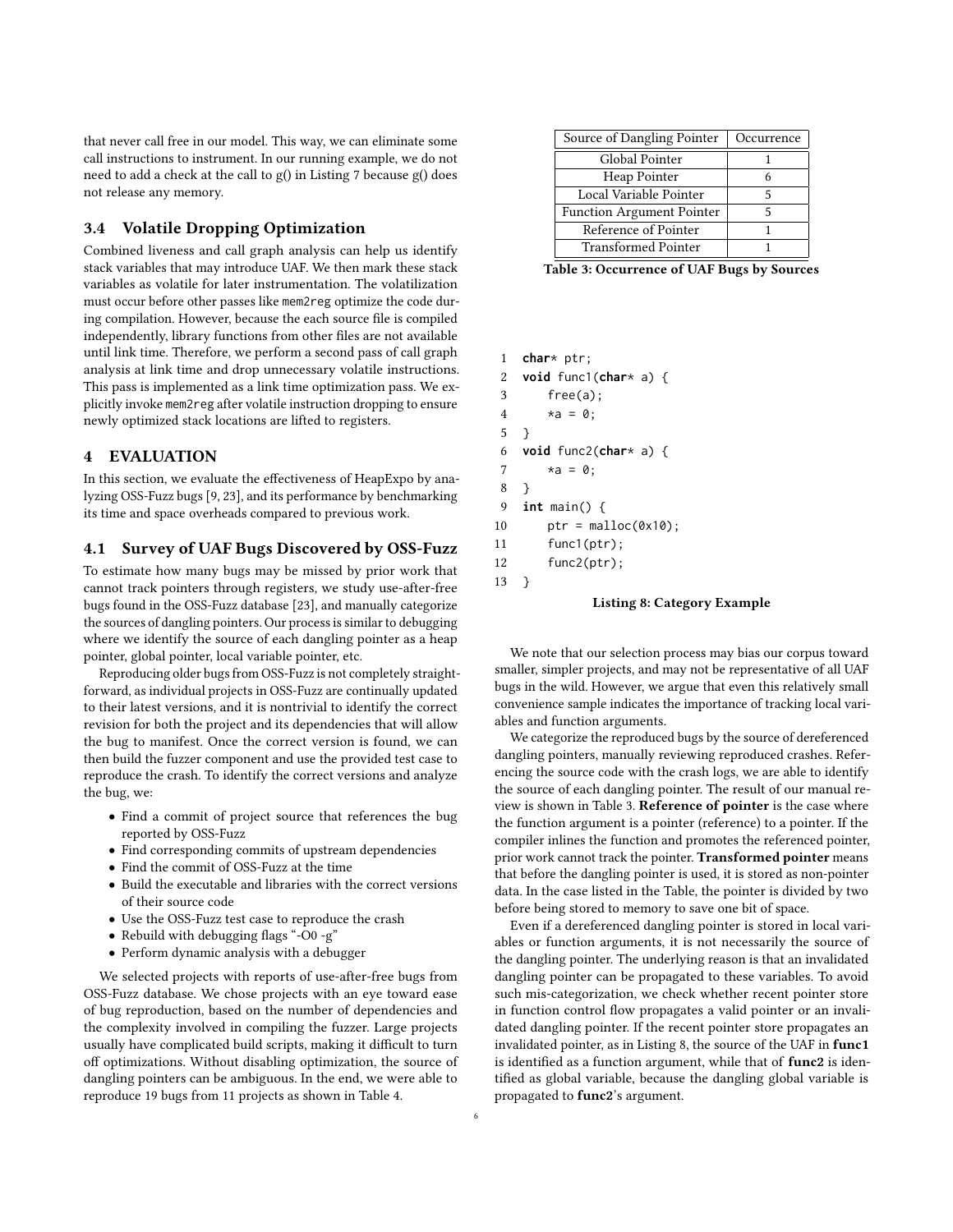that never call free in our model. This way, we can eliminate some call instructions to instrument. In our running example, we do not need to add a check at the call to g() in Listing 7 because g() does not release any memory.

### 3.4 Volatile Dropping Optimization

Combined liveness and call graph analysis can help us identify stack variables that may introduce UAF. We then mark these stack variables as volatile for later instrumentation. The volatilization must occur before other passes like mem2reg optimize the code during compilation. However, because the each source file is compiled independently, library functions from other files are not available until link time. Therefore, we perform a second pass of call graph analysis at link time and drop unnecessary volatile instructions. This pass is implemented as a link time optimization pass. We explicitly invoke mem2reg after volatile instruction dropping to ensure newly optimized stack locations are lifted to registers.

## 4 EVALUATION

In this section, we evaluate the effectiveness of HeapExpo by analyzing OSS-Fuzz bugs [9, 23], and its performance by benchmarking its time and space overheads compared to previous work.

### 4.1 Survey of UAF Bugs Discovered by OSS-Fuzz

To estimate how many bugs may be missed by prior work that cannot track pointers through registers, we study use-after-free bugs found in the OSS-Fuzz database [23], and manually categorize the sources of dangling pointers. Our process is similar to debugging where we identify the source of each dangling pointer as a heap pointer, global pointer, local variable pointer, etc.

Reproducing older bugs from OSS-Fuzz is not completely straightforward, as individual projects in OSS-Fuzz are continually updated to their latest versions, and it is nontrivial to identify the correct revision for both the project and its dependencies that will allow the bug to manifest. Once the correct version is found, we can then build the fuzzer component and use the provided test case to reproduce the crash. To identify the correct versions and analyze the bug, we:

- Find a commit of project source that references the bug reported by OSS-Fuzz
- Find corresponding commits of upstream dependencies
- Find the commit of OSS-Fuzz at the time
- Build the executable and libraries with the correct versions of their source code
- Use the OSS-Fuzz test case to reproduce the crash
- Rebuild with debugging flags "-O0 -g"
- Perform dynamic analysis with a debugger

We selected projects with reports of use-after-free bugs from OSS-Fuzz database. We chose projects with an eye toward ease of bug reproduction, based on the number of dependencies and the complexity involved in compiling the fuzzer. Large projects usually have complicated build scripts, making it difficult to turn off optimizations. Without disabling optimization, the source of dangling pointers can be ambiguous. In the end, we were able to reproduce 19 bugs from 11 projects as shown in Table 4.

| Source of Dangling Pointer | Occurrence |
|---|---|
| Global Pointer | 1 |
| Heap Pointer | 6 |
| Local Variable Pointer | 5 |
| Function Argument Pointer | 5 |
| Reference of Pointer | 1 |
| Transformed Pointer | 1 |

**Table 3: Occurrence of UAF Bugs by Sources**

```
1  char* ptr;
2  void func1(char* a) {
3      free(a);
4      *a = 0;
5  }
6  void func2(char* a) {
7      *a = 0;
8  }
9  int main() {
10     ptr = malloc(0x10);
11     func1(ptr);
12     func2(ptr);
13 }
```

**Listing 8: Category Example**

We note that our selection process may bias our corpus toward smaller, simpler projects, and may not be representative of all UAF bugs in the wild. However, we argue that even this relatively small convenience sample indicates the importance of tracking local variables and function arguments.

We categorize the reproduced bugs by the source of dereferenced dangling pointers, manually reviewing reproduced crashes. Referencing the source code with the crash logs, we are able to identify the source of each dangling pointer. The result of our manual review is shown in Table 3. **Reference of pointer** is the case where the function argument is a pointer (reference) to a pointer. If the compiler inlines the function and promotes the referenced pointer, prior work cannot track the pointer. **Transformed pointer** means that before the dangling pointer is used, it is stored as non-pointer data. In the case listed in the Table, the pointer is divided by two before being stored to memory to save one bit of space.

Even if a dereferenced dangling pointer is stored in local variables or function arguments, it is not necessarily the source of the dangling pointer. The underlying reason is that an invalidated dangling pointer can be propagated to these variables. To avoid such mis-categorization, we check whether recent pointer store in function control flow propagates a valid pointer or an invalidated dangling pointer. If the recent pointer store propagates an invalidated pointer, as in Listing 8, the source of the UAF in **func1** is identified as a function argument, while that of **func2** is identified as global variable, because the dangling global variable is propagated to **func2**'s argument.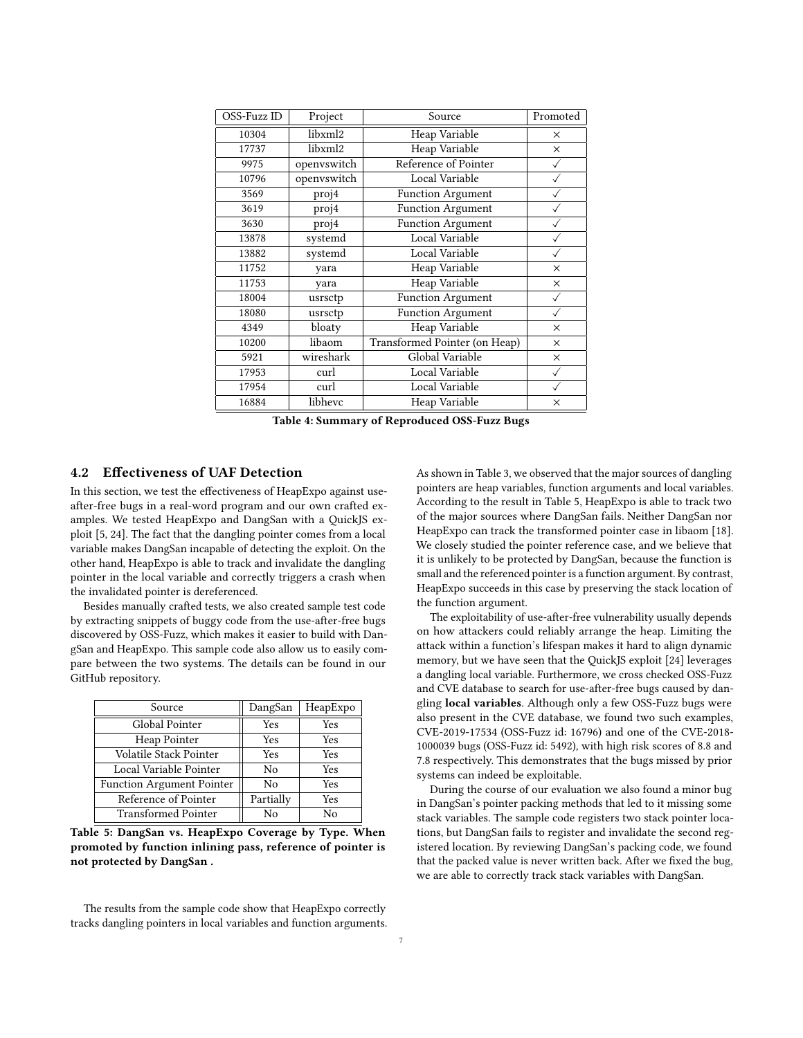| OSS-Fuzz ID | Project | Source | Promoted |
|---|---|---|---|
| 10304 | libxml2 | Heap Variable | × |
| 17737 | libxml2 | Heap Variable | × |
| 9975 | openvswitch | Reference of Pointer | ✓ |
| 10796 | openvswitch | Local Variable | ✓ |
| 3569 | proj4 | Function Argument | ✓ |
| 3619 | proj4 | Function Argument | ✓ |
| 3630 | proj4 | Function Argument | ✓ |
| 13878 | systemd | Local Variable | ✓ |
| 13882 | systemd | Local Variable | ✓ |
| 11752 | yara | Heap Variable | × |
| 11753 | yara | Heap Variable | × |
| 18004 | usrsctp | Function Argument | ✓ |
| 18080 | usrsctp | Function Argument | ✓ |
| 4349 | bloaty | Heap Variable | × |
| 10200 | libaom | Transformed Pointer (on Heap) | × |
| 5921 | wireshark | Global Variable | × |
| 17953 | curl | Local Variable | ✓ |
| 17954 | curl | Local Variable | ✓ |
| 16884 | libhevc | Heap Variable | × |

**Table 4: Summary of Reproduced OSS-Fuzz Bugs**

## 4.2 Effectiveness of UAF Detection

In this section, we test the effectiveness of HeapExpo against use-after-free bugs in a real-word program and our own crafted examples. We tested HeapExpo and DangSan with a QuickJS exploit [5, 24]. The fact that the dangling pointer comes from a local variable makes DangSan incapable of detecting the exploit. On the other hand, HeapExpo is able to track and invalidate the dangling pointer in the local variable and correctly triggers a crash when the invalidated pointer is dereferenced.

Besides manually crafted tests, we also created sample test code by extracting snippets of buggy code from the use-after-free bugs discovered by OSS-Fuzz, which makes it easier to build with DangSan and HeapExpo. This sample code also allow us to easily compare between the two systems. The details can be found in our GitHub repository.

| Source | DangSan | HeapExpo |
|---|---|---|
| Global Pointer | Yes | Yes |
| Heap Pointer | Yes | Yes |
| Volatile Stack Pointer | Yes | Yes |
| Local Variable Pointer | No | Yes |
| Function Argument Pointer | No | Yes |
| Reference of Pointer | Partially | Yes |
| Transformed Pointer | No | No |

**Table 5: DangSan vs. HeapExpo Coverage by Type. When promoted by function inlining pass, reference of pointer is not protected by DangSan .**

The results from the sample code show that HeapExpo correctly tracks dangling pointers in local variables and function arguments. As shown in Table 3, we observed that the major sources of dangling pointers are heap variables, function arguments and local variables. According to the result in Table 5, HeapExpo is able to track two of the major sources where DangSan fails. Neither DangSan nor HeapExpo can track the transformed pointer case in libaom [18]. We closely studied the pointer reference case, and we believe that it is unlikely to be protected by DangSan, because the function is small and the referenced pointer is a function argument. By contrast, HeapExpo succeeds in this case by preserving the stack location of the function argument.

The exploitability of use-after-free vulnerability usually depends on how attackers could reliably arrange the heap. Limiting the attack within a function's lifespan makes it hard to align dynamic memory, but we have seen that the QuickJS exploit [24] leverages a dangling local variable. Furthermore, we cross checked OSS-Fuzz and CVE database to search for use-after-free bugs caused by dangling **local variables**. Although only a few OSS-Fuzz bugs were also present in the CVE database, we found two such examples, CVE-2019-17534 (OSS-Fuzz id: 16796) and one of the CVE-2018-1000039 bugs (OSS-Fuzz id: 5492), with high risk scores of 8.8 and 7.8 respectively. This demonstrates that the bugs missed by prior systems can indeed be exploitable.

During the course of our evaluation we also found a minor bug in DangSan's pointer packing methods that led to it missing some stack variables. The sample code registers two stack pointer locations, but DangSan fails to register and invalidate the second registered location. By reviewing DangSan's packing code, we found that the packed value is never written back. After we fixed the bug, we are able to correctly track stack variables with DangSan.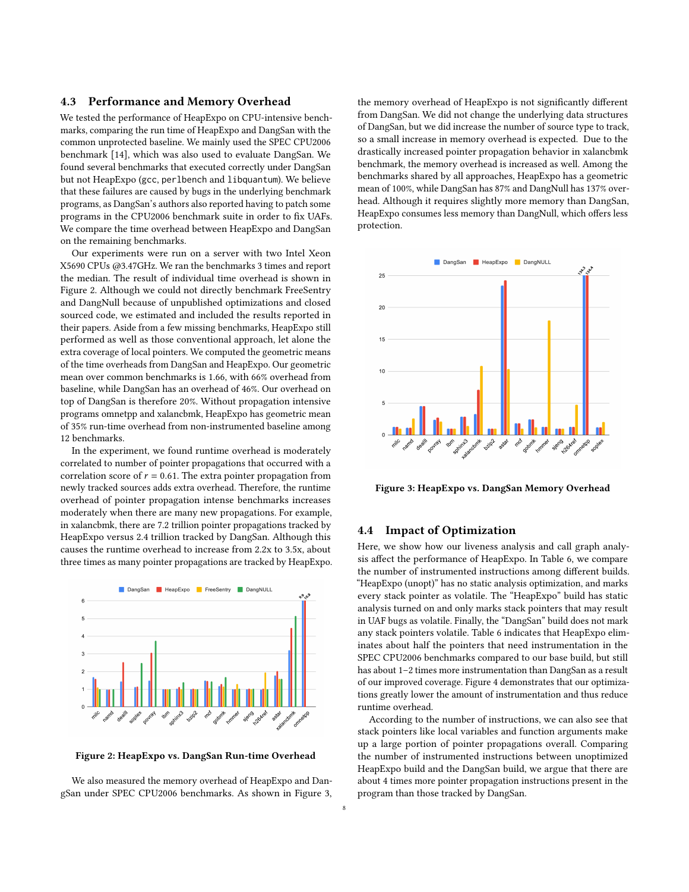### 4.3 Performance and Memory Overhead

We tested the performance of HeapExpo on CPU-intensive benchmarks, comparing the run time of HeapExpo and DangSan with the common unprotected baseline. We mainly used the SPEC CPU2006 benchmark [14], which was also used to evaluate DangSan. We found several benchmarks that executed correctly under DangSan but not HeapExpo (gcc, perlbench and libquantum). We believe that these failures are caused by bugs in the underlying benchmark programs, as DangSan's authors also reported having to patch some programs in the CPU2006 benchmark suite in order to fix UAFs. We compare the time overhead between HeapExpo and DangSan on the remaining benchmarks.

Our experiments were run on a server with two Intel Xeon X5690 CPUs @3.47GHz. We ran the benchmarks 3 times and report the median. The result of individual time overhead is shown in Figure 2. Although we could not directly benchmark FreeSentry and DangNull because of unpublished optimizations and closed sourced code, we estimated and included the results reported in their papers. Aside from a few missing benchmarks, HeapExpo still performed as well as those conventional approach, let alone the extra coverage of local pointers. We computed the geometric means of the time overheads from DangSan and HeapExpo. Our geometric mean over common benchmarks is 1.66, with 66% overhead from baseline, while DangSan has an overhead of 46%. Our overhead on top of DangSan is therefore 20%. Without propagation intensive programs omnetpp and xalancbmk, HeapExpo has geometric mean of 35% run-time overhead from non-instrumented baseline among 12 benchmarks.

In the experiment, we found runtime overhead is moderately correlated to number of pointer propagations that occurred with a correlation score of $r = 0.61$. The extra pointer propagation from newly tracked sources adds extra overhead. Therefore, the runtime overhead of pointer propagation intense benchmarks increases moderately when there are many new propagations. For example, in xalancbmk, there are 7.2 trillion pointer propagations tracked by HeapExpo versus 2.4 trillion tracked by DangSan. Although this causes the runtime overhead to increase from 2.2x to 3.5x, about three times as many pointer propagations are tracked by HeapExpo.

**Figure 2: HeapExpo vs. DangSan Run-time Overhead**

We also measured the memory overhead of HeapExpo and DangSan under SPEC CPU2006 benchmarks. As shown in Figure 3, the memory overhead of HeapExpo is not significantly different from DangSan. We did not change the underlying data structures of DangSan, but we did increase the number of source type to track, so a small increase in memory overhead is expected. Due to the drastically increased pointer propagation behavior in xalancbmk benchmark, the memory overhead is increased as well. Among the benchmarks shared by all approaches, HeapExpo has a geometric mean of 100%, while DangSan has 87% and DangNull has 137% overhead. Although it requires slightly more memory than DangSan, HeapExpo consumes less memory than DangNull, which offers less protection.

**Figure 3: HeapExpo vs. DangSan Memory Overhead**

### 4.4 Impact of Optimization

Here, we show how our liveness analysis and call graph analysis affect the performance of HeapExpo. In Table 6, we compare the number of instrumented instructions among different builds. "HeapExpo (unopt)" has no static analysis optimization, and marks every stack pointer as volatile. The "HeapExpo" build has static analysis turned on and only marks stack pointers that may result in UAF bugs as volatile. Finally, the "DangSan" build does not mark any stack pointers volatile. Table 6 indicates that HeapExpo eliminates about half the pointers that need instrumentation in the SPEC CPU2006 benchmarks compared to our base build, but still has about 1–2 times more instrumentation than DangSan as a result of our improved coverage. Figure 4 demonstrates that our optimizations greatly lower the amount of instrumentation and thus reduce runtime overhead.

According to the number of instructions, we can also see that stack pointers like local variables and function arguments make up a large portion of pointer propagations overall. Comparing the number of instrumented instructions between unoptimized HeapExpo build and the DangSan build, we argue that there are about 4 times more pointer propagation instructions present in the program than those tracked by DangSan.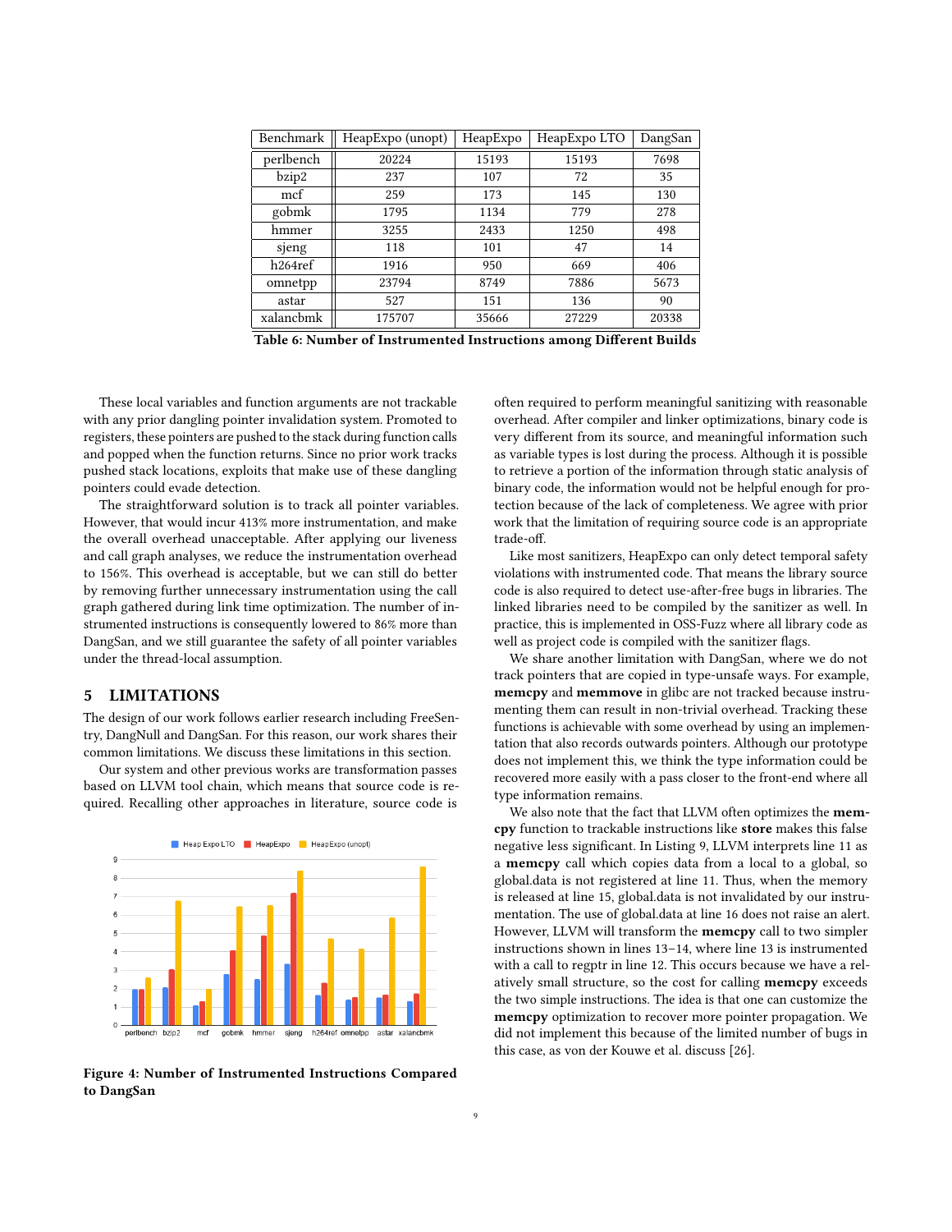| Benchmark | HeapExpo (unopt) | HeapExpo | HeapExpo LTO | DangSan |
|---|---|---|---|---|
| perlbench | 20224 | 15193 | 15193 | 7698 |
| bzip2 | 237 | 107 | 72 | 35 |
| mcf | 259 | 173 | 145 | 130 |
| gobmk | 1795 | 1134 | 779 | 278 |
| hmmer | 3255 | 2433 | 1250 | 498 |
| sjeng | 118 | 101 | 47 | 14 |
| h264ref | 1916 | 950 | 669 | 406 |
| omnetpp | 23794 | 8749 | 7886 | 5673 |
| astar | 527 | 151 | 136 | 90 |
| xalancbmk | 175707 | 35666 | 27229 | 20338 |

**Table 6: Number of Instrumented Instructions among Different Builds**

These local variables and function arguments are not trackable with any prior dangling pointer invalidation system. Promoted to registers, these pointers are pushed to the stack during function calls and popped when the function returns. Since no prior work tracks pushed stack locations, exploits that make use of these dangling pointers could evade detection.

The straightforward solution is to track all pointer variables. However, that would incur 413% more instrumentation, and make the overall overhead unacceptable. After applying our liveness and call graph analyses, we reduce the instrumentation overhead to 156%. This overhead is acceptable, but we can still do better by removing further unnecessary instrumentation using the call graph gathered during link time optimization. The number of instrumented instructions is consequently lowered to 86% more than DangSan, and we still guarantee the safety of all pointer variables under the thread-local assumption.

## 5 LIMITATIONS

The design of our work follows earlier research including FreeSentry, DangNull and DangSan. For this reason, our work shares their common limitations. We discuss these limitations in this section.

Our system and other previous works are transformation passes based on LLVM tool chain, which means that source code is required. Recalling other approaches in literature, source code is often required to perform meaningful sanitizing with reasonable overhead. After compiler and linker optimizations, binary code is very different from its source, and meaningful information such as variable types is lost during the process. Although it is possible to retrieve a portion of the information through static analysis of binary code, the information would not be helpful enough for protection because of the lack of completeness. We agree with prior work that the limitation of requiring source code is an appropriate trade-off.

**Figure 4: Number of Instrumented Instructions Compared to DangSan**

Like most sanitizers, HeapExpo can only detect temporal safety violations with instrumented code. That means the library source code is also required to detect use-after-free bugs in libraries. The linked libraries need to be compiled by the sanitizer as well. In practice, this is implemented in OSS-Fuzz where all library code as well as project code is compiled with the sanitizer flags.

We share another limitation with DangSan, where we do not track pointers that are copied in type-unsafe ways. For example, **memcpy** and **memmove** in glibc are not tracked because instrumenting them can result in non-trivial overhead. Tracking these functions is achievable with some overhead by using an implementation that also records outwards pointers. Although our prototype does not implement this, we think the type information could be recovered more easily with a pass closer to the front-end where all type information remains.

We also note that the fact that LLVM often optimizes the **memcpy** function to trackable instructions like **store** makes this false negative less significant. In Listing 9, LLVM interprets line 11 as a **memcpy** call which copies data from a local to a global, so global.data is not registered at line 11. Thus, when the memory is released at line 15, global.data is not invalidated by our instrumentation. The use of global.data at line 16 does not raise an alert. However, LLVM will transform the **memcpy** call to two simpler instructions shown in lines 13–14, where line 13 is instrumented with a call to regptr in line 12. This occurs because we have a relatively small structure, so the cost for calling **memcpy** exceeds the two simple instructions. The idea is that one can customize the **memcpy** optimization to recover more pointer propagation. We did not implement this because of the limited number of bugs in this case, as von der Kouwe et al. discuss [26].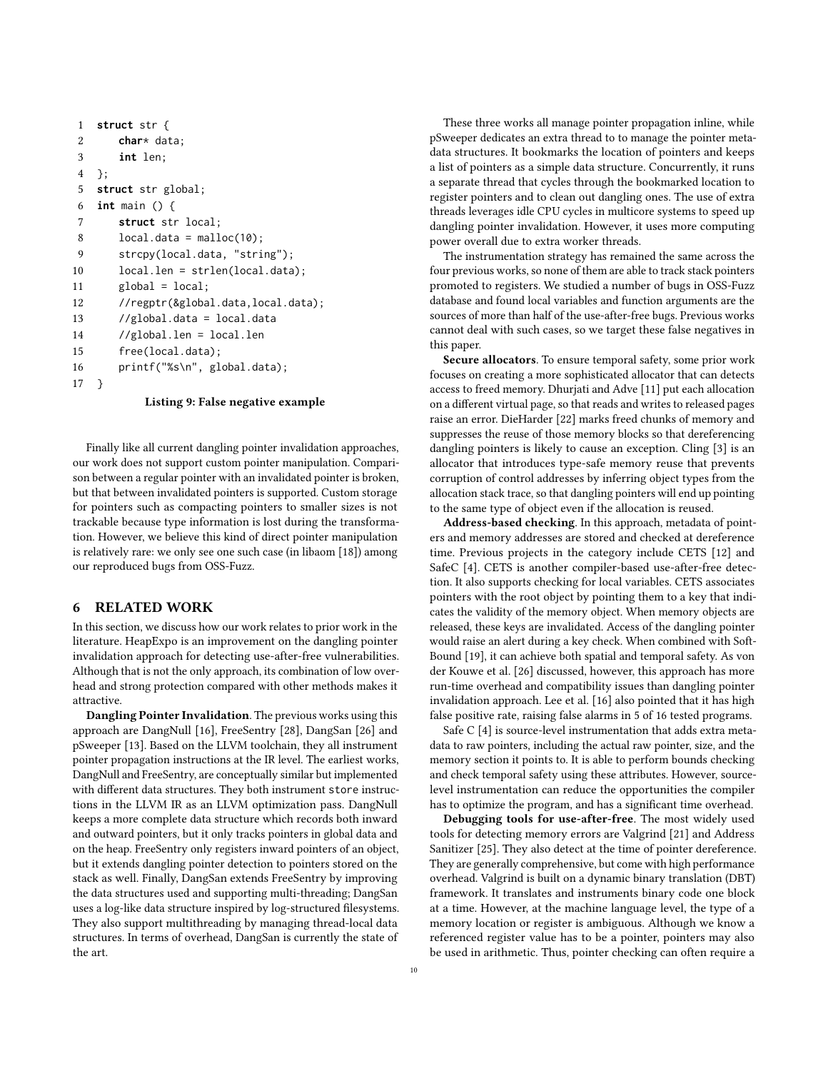```c
struct str {
    char* data;
    int len;
};
struct str global;
int main () {
    struct str local;
    local.data = malloc(10);
    strcpy(local.data, "string");
    local.len = strlen(local.data);
    global = local;
    //regptr(&global.data,local.data);
    //global.data = local.data
    //global.len = local.len
    free(local.data);
    printf("%s\n", global.data);
}
```

**Listing 9: False negative example**

Finally like all current dangling pointer invalidation approaches, our work does not support custom pointer manipulation. Comparison between a regular pointer with an invalidated pointer is broken, but that between invalidated pointers is supported. Custom storage for pointers such as compacting pointers to smaller sizes is not trackable because type information is lost during the transformation. However, we believe this kind of direct pointer manipulation is relatively rare: we only see one such case (in libaom [18]) among our reproduced bugs from OSS-Fuzz.

## 6 RELATED WORK

In this section, we discuss how our work relates to prior work in the literature. HeapExpo is an improvement on the dangling pointer invalidation approach for detecting use-after-free vulnerabilities. Although that is not the only approach, its combination of low overhead and strong protection compared with other methods makes it attractive.

**Dangling Pointer Invalidation**. The previous works using this approach are DangNull [16], FreeSentry [28], DangSan [26] and pSweeper [13]. Based on the LLVM toolchain, they all instrument pointer propagation instructions at the IR level. The earliest works, DangNull and FreeSentry, are conceptually similar but implemented with different data structures. They both instrument store instructions in the LLVM IR as an LLVM optimization pass. DangNull keeps a more complete data structure which records both inward and outward pointers, but it only tracks pointers in global data and on the heap. FreeSentry only registers inward pointers of an object, but it extends dangling pointer detection to pointers stored on the stack as well. Finally, DangSan extends FreeSentry by improving the data structures used and supporting multi-threading; DangSan uses a log-like data structure inspired by log-structured filesystems. They also support multithreading by managing thread-local data structures. In terms of overhead, DangSan is currently the state of the art.

These three works all manage pointer propagation inline, while pSweeper dedicates an extra thread to to manage the pointer metadata structures. It bookmarks the location of pointers and keeps a list of pointers as a simple data structure. Concurrently, it runs a separate thread that cycles through the bookmarked location to register pointers and to clean out dangling ones. The use of extra threads leverages idle CPU cycles in multicore systems to speed up dangling pointer invalidation. However, it uses more computing power overall due to extra worker threads.

The instrumentation strategy has remained the same across the four previous works, so none of them are able to track stack pointers promoted to registers. We studied a number of bugs in OSS-Fuzz database and found local variables and function arguments are the sources of more than half of the use-after-free bugs. Previous works cannot deal with such cases, so we target these false negatives in this paper.

**Secure allocators**. To ensure temporal safety, some prior work focuses on creating a more sophisticated allocator that can detects access to freed memory. Dhurjati and Adve [11] put each allocation on a different virtual page, so that reads and writes to released pages raise an error. DieHarder [22] marks freed chunks of memory and suppresses the reuse of those memory blocks so that dereferencing dangling pointers is likely to cause an exception. Cling [3] is an allocator that introduces type-safe memory reuse that prevents corruption of control addresses by inferring object types from the allocation stack trace, so that dangling pointers will end up pointing to the same type of object even if the allocation is reused.

**Address-based checking**. In this approach, metadata of pointers and memory addresses are stored and checked at dereference time. Previous projects in the category include CETS [12] and SafeC [4]. CETS is another compiler-based use-after-free detection. It also supports checking for local variables. CETS associates pointers with the root object by pointing them to a key that indicates the validity of the memory object. When memory objects are released, these keys are invalidated. Access of the dangling pointer would raise an alert during a key check. When combined with SoftBound [19], it can achieve both spatial and temporal safety. As von der Kouwe et al. [26] discussed, however, this approach has more run-time overhead and compatibility issues than dangling pointer invalidation approach. Lee et al. [16] also pointed that it has high false positive rate, raising false alarms in 5 of 16 tested programs.

Safe C [4] is source-level instrumentation that adds extra metadata to raw pointers, including the actual raw pointer, size, and the memory section it points to. It is able to perform bounds checking and check temporal safety using these attributes. However, source-level instrumentation can reduce the opportunities the compiler has to optimize the program, and has a significant time overhead.

**Debugging tools for use-after-free**. The most widely used tools for detecting memory errors are Valgrind [21] and Address Sanitizer [25]. They also detect at the time of pointer dereference. They are generally comprehensive, but come with high performance overhead. Valgrind is built on a dynamic binary translation (DBT) framework. It translates and instruments binary code one block at a time. However, at the machine language level, the type of a memory location or register is ambiguous. Although we know a referenced register value has to be a pointer, pointers may also be used in arithmetic. Thus, pointer checking can often require a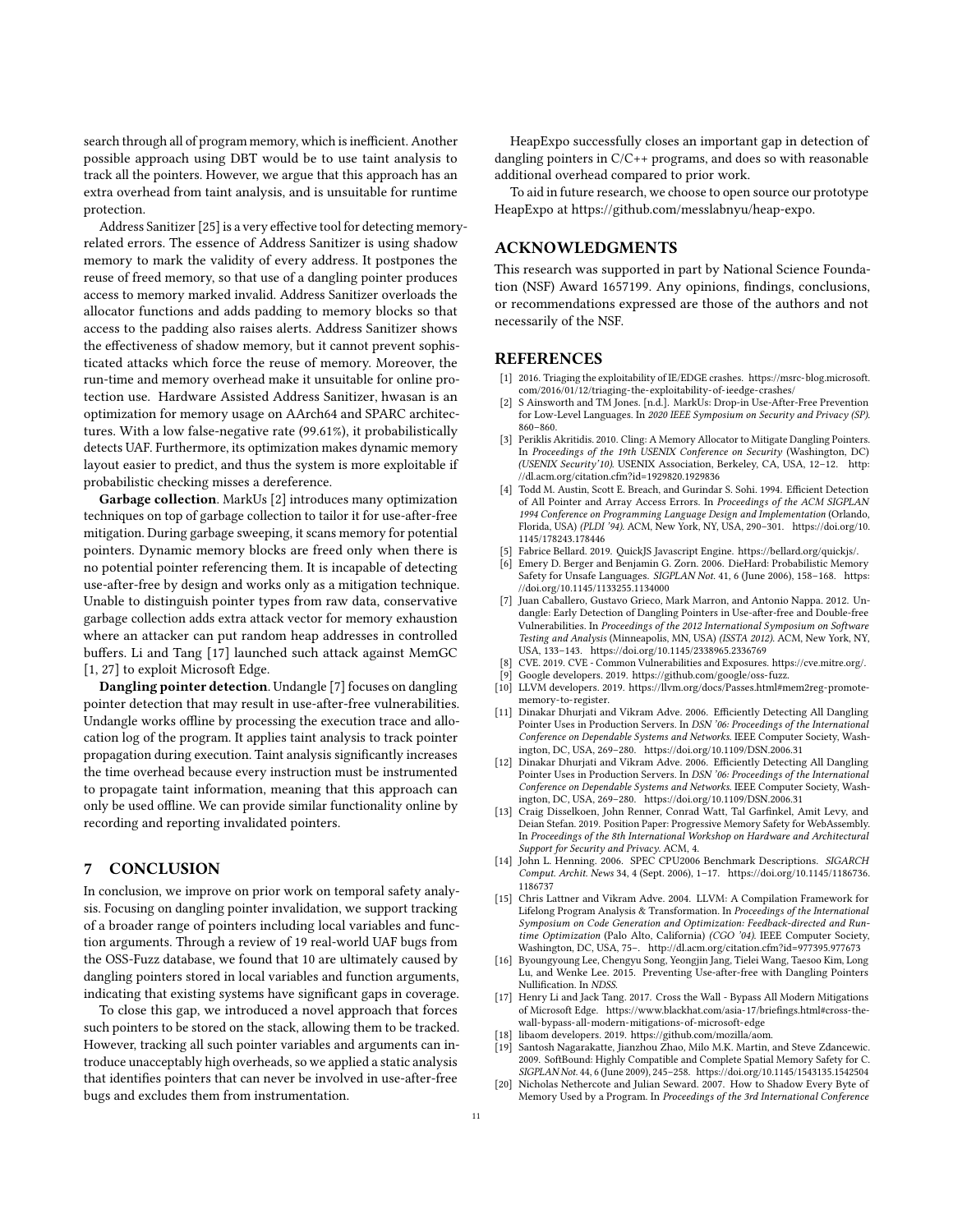search through all of program memory, which is inefficient. Another possible approach using DBT would be to use taint analysis to track all the pointers. However, we argue that this approach has an extra overhead from taint analysis, and is unsuitable for runtime protection.

Address Sanitizer [25] is a very effective tool for detecting memory-related errors. The essence of Address Sanitizer is using shadow memory to mark the validity of every address. It postpones the reuse of freed memory, so that use of a dangling pointer produces access to memory marked invalid. Address Sanitizer overloads the allocator functions and adds padding to memory blocks so that access to the padding also raises alerts. Address Sanitizer shows the effectiveness of shadow memory, but it cannot prevent sophisticated attacks which force the reuse of memory. Moreover, the run-time and memory overhead make it unsuitable for online protection use. Hardware Assisted Address Sanitizer, hwasan is an optimization for memory usage on AArch64 and SPARC architectures. With a low false-negative rate (99.61%), it probabilistically detects UAF. Furthermore, its optimization makes dynamic memory layout easier to predict, and thus the system is more exploitable if probabilistic checking misses a dereference.

**Garbage collection**. MarkUs [2] introduces many optimization techniques on top of garbage collection to tailor it for use-after-free mitigation. During garbage sweeping, it scans memory for potential pointers. Dynamic memory blocks are freed only when there is no potential pointer referencing them. It is incapable of detecting use-after-free by design and works only as a mitigation technique. Unable to distinguish pointer types from raw data, conservative garbage collection adds extra attack vector for memory exhaustion where an attacker can put random heap addresses in controlled buffers. Li and Tang [17] launched such attack against MemGC [1, 27] to exploit Microsoft Edge.

**Dangling pointer detection**. Undangle [7] focuses on dangling pointer detection that may result in use-after-free vulnerabilities. Undangle works offline by processing the execution trace and allocation log of the program. It applies taint analysis to track pointer propagation during execution. Taint analysis significantly increases the time overhead because every instruction must be instrumented to propagate taint information, meaning that this approach can only be used offline. We can provide similar functionality online by recording and reporting invalidated pointers.

## 7 CONCLUSION

In conclusion, we improve on prior work on temporal safety analysis. Focusing on dangling pointer invalidation, we support tracking of a broader range of pointers including local variables and function arguments. Through a review of 19 real-world UAF bugs from the OSS-Fuzz database, we found that 10 are ultimately caused by dangling pointers stored in local variables and function arguments, indicating that existing systems have significant gaps in coverage.

To close this gap, we introduced a novel approach that forces such pointers to be stored on the stack, allowing them to be tracked. However, tracking all such pointer variables and arguments can introduce unacceptably high overheads, so we applied a static analysis that identifies pointers that can never be involved in use-after-free bugs and excludes them from instrumentation.

HeapExpo successfully closes an important gap in detection of dangling pointers in C/C++ programs, and does so with reasonable additional overhead compared to prior work.

To aid in future research, we choose to open source our prototype HeapExpo at https://github.com/messlabnyu/heap-expo.

## ACKNOWLEDGMENTS

This research was supported in part by National Science Foundation (NSF) Award 1657199. Any opinions, findings, conclusions, or recommendations expressed are those of the authors and not necessarily of the NSF.

## REFERENCES

[1] 2016. Triaging the exploitability of IE/EDGE crashes. https://msrc-blog.microsoft.com/2016/01/12/triaging-the-exploitability-of-ieedge-crashes/

[2] S Ainsworth and TM Jones. [n.d.]. MarkUs: Drop-in Use-After-Free Prevention for Low-Level Languages. In *2020 IEEE Symposium on Security and Privacy (SP)*. 860–860.

[3] Periklis Akritidis. 2010. Cling: A Memory Allocator to Mitigate Dangling Pointers. In *Proceedings of the 19th USENIX Conference on Security* (Washington, DC) *(USENIX Security'10)*. USENIX Association, Berkeley, CA, USA, 12–12. http://dl.acm.org/citation.cfm?id=1929820.1929836

[4] Todd M. Austin, Scott E. Breach, and Gurindar S. Sohi. 1994. Efficient Detection of All Pointer and Array Access Errors. In *Proceedings of the ACM SIGPLAN 1994 Conference on Programming Language Design and Implementation* (Orlando, Florida, USA) *(PLDI '94)*. ACM, New York, NY, USA, 290–301. https://doi.org/10.1145/178243.178446

[5] Fabrice Bellard. 2019. QuickJS Javascript Engine. https://bellard.org/quickjs/.

[6] Emery D. Berger and Benjamin G. Zorn. 2006. DieHard: Probabilistic Memory Safety for Unsafe Languages. *SIGPLAN Not.* 41, 6 (June 2006), 158–168. https://doi.org/10.1145/1133255.1134000

[7] Juan Caballero, Gustavo Grieco, Mark Marron, and Antonio Nappa. 2012. Undangle: Early Detection of Dangling Pointers in Use-after-free and Double-free Vulnerabilities. In *Proceedings of the 2012 International Symposium on Software Testing and Analysis* (Minneapolis, MN, USA) *(ISSTA 2012)*. ACM, New York, NY, USA, 133–143. https://doi.org/10.1145/2338965.2336769

[8] CVE. 2019. CVE - Common Vulnerabilities and Exposures. https://cve.mitre.org/.

[9] Google developers. 2019. https://github.com/google/oss-fuzz.

[10] LLVM developers. 2019. https://llvm.org/docs/Passes.html#mem2reg-promote-memory-to-register.

[11] Dinakar Dhurjati and Vikram Adve. 2006. Efficiently Detecting All Dangling Pointer Uses in Production Servers. In *DSN '06: Proceedings of the International Conference on Dependable Systems and Networks*. IEEE Computer Society, Washington, DC, USA, 269–280. https://doi.org/10.1109/DSN.2006.31

[12] Dinakar Dhurjati and Vikram Adve. 2006. Efficiently Detecting All Dangling Pointer Uses in Production Servers. In *DSN '06: Proceedings of the International Conference on Dependable Systems and Networks*. IEEE Computer Society, Washington, DC, USA, 269–280. https://doi.org/10.1109/DSN.2006.31

[13] Craig Disselkoen, John Renner, Conrad Watt, Tal Garfinkel, Amit Levy, and Deian Stefan. 2019. Position Paper: Progressive Memory Safety for WebAssembly. In *Proceedings of the 8th International Workshop on Hardware and Architectural Support for Security and Privacy*. ACM, 4.

[14] John L. Henning. 2006. SPEC CPU2006 Benchmark Descriptions. *SIGARCH Comput. Archit. News* 34, 4 (Sept. 2006), 1–17. https://doi.org/10.1145/1186736.1186737

[15] Chris Lattner and Vikram Adve. 2004. LLVM: A Compilation Framework for Lifelong Program Analysis & Transformation. In *Proceedings of the International Symposium on Code Generation and Optimization: Feedback-directed and Runtime Optimization* (Palo Alto, California) *(CGO '04)*. IEEE Computer Society, Washington, DC, USA, 75–. http://dl.acm.org/citation.cfm?id=977395.977673

[16] Byoungyoung Lee, Chengyu Song, Yeongjin Jang, Tielei Wang, Taesoo Kim, Long Lu, and Wenke Lee. 2015. Preventing Use-after-free with Dangling Pointers Nullification. In *NDSS*.

[17] Henry Li and Jack Tang. 2017. Cross the Wall - Bypass All Modern Mitigations of Microsoft Edge. https://www.blackhat.com/asia-17/briefings.html#cross-the-wall-bypass-all-modern-mitigations-of-microsoft-edge

[18] libaom developers. 2019. https://github.com/mozilla/aom.

[19] Santosh Nagarakatte, Jianzhou Zhao, Milo M.K. Martin, and Steve Zdancewic. 2009. SoftBound: Highly Compatible and Complete Spatial Memory Safety for C. *SIGPLAN Not.* 44, 6 (June 2009), 245–258. https://doi.org/10.1145/1543135.1542504

[20] Nicholas Nethercote and Julian Seward. 2007. How to Shadow Every Byte of Memory Used by a Program. In *Proceedings of the 3rd International Conference*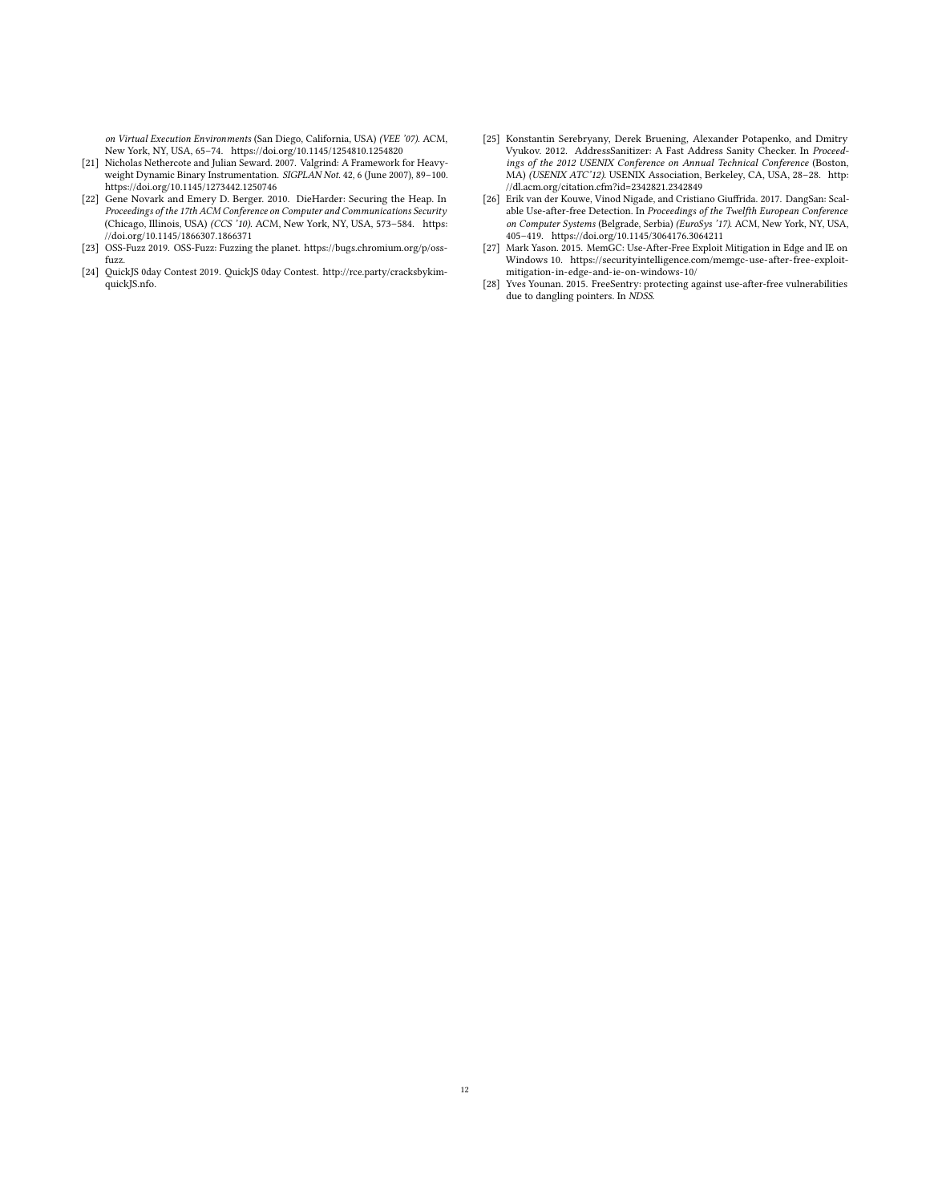*on Virtual Execution Environments* (San Diego, California, USA) *(VEE '07)*. ACM, New York, NY, USA, 65–74. https://doi.org/10.1145/1254810.1254820

[21] Nicholas Nethercote and Julian Seward. 2007. Valgrind: A Framework for Heavyweight Dynamic Binary Instrumentation. *SIGPLAN Not.* 42, 6 (June 2007), 89–100. https://doi.org/10.1145/1273442.1250746

[22] Gene Novark and Emery D. Berger. 2010. DieHarder: Securing the Heap. In *Proceedings of the 17th ACM Conference on Computer and Communications Security* (Chicago, Illinois, USA) *(CCS '10)*. ACM, New York, NY, USA, 573–584. https://doi.org/10.1145/1866307.1866371

[23] OSS-Fuzz 2019. OSS-Fuzz: Fuzzing the planet. https://bugs.chromium.org/p/oss-fuzz.

[24] QuickJS 0day Contest 2019. QuickJS 0day Contest. http://rce.party/cracksbykim-quickJS.nfo.

[25] Konstantin Serebryany, Derek Bruening, Alexander Potapenko, and Dmitry Vyukov. 2012. AddressSanitizer: A Fast Address Sanity Checker. In *Proceedings of the 2012 USENIX Conference on Annual Technical Conference* (Boston, MA) *(USENIX ATC'12)*. USENIX Association, Berkeley, CA, USA, 28–28. http://dl.acm.org/citation.cfm?id=2342821.2342849

[26] Erik van der Kouwe, Vinod Nigade, and Cristiano Giuffrida. 2017. DangSan: Scalable Use-after-free Detection. In *Proceedings of the Twelfth European Conference on Computer Systems* (Belgrade, Serbia) *(EuroSys '17)*. ACM, New York, NY, USA, 405–419. https://doi.org/10.1145/3064176.3064211

[27] Mark Yason. 2015. MemGC: Use-After-Free Exploit Mitigation in Edge and IE on Windows 10. https://securityintelligence.com/memgc-use-after-free-exploit-mitigation-in-edge-and-ie-on-windows-10/

[28] Yves Younan. 2015. FreeSentry: protecting against use-after-free vulnerabilities due to dangling pointers. In *NDSS*.